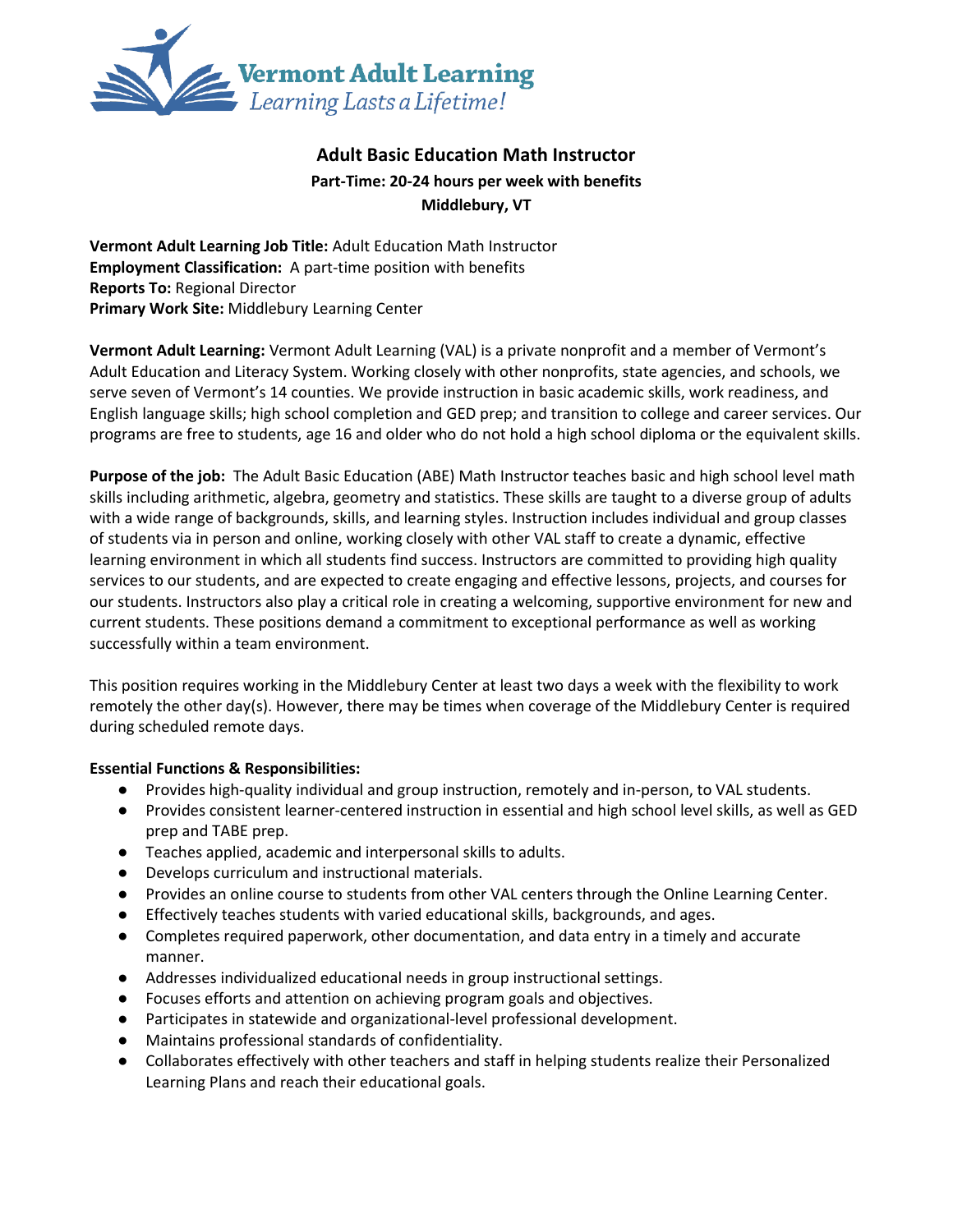Vermont Adult Learning

*Learning Lasts a Lifetime!*

# Adult Basic Education Math Instructor

**Part-Time: 20-24 hours per week with benefits**

**Middlebury, VT**

**Vermont Adult Learning Job Title:** Adult Education Math Instructor
**Employment Classification:** A part-time position with benefits
**Reports To:** Regional Director
**Primary Work Site:** Middlebury Learning Center

**Vermont Adult Learning:** Vermont Adult Learning (VAL) is a private nonprofit and a member of Vermont's Adult Education and Literacy System. Working closely with other nonprofits, state agencies, and schools, we serve seven of Vermont's 14 counties. We provide instruction in basic academic skills, work readiness, and English language skills; high school completion and GED prep; and transition to college and career services. Our programs are free to students, age 16 and older who do not hold a high school diploma or the equivalent skills.

**Purpose of the job:** The Adult Basic Education (ABE) Math Instructor teaches basic and high school level math skills including arithmetic, algebra, geometry and statistics. These skills are taught to a diverse group of adults with a wide range of backgrounds, skills, and learning styles. Instruction includes individual and group classes of students via in person and online, working closely with other VAL staff to create a dynamic, effective learning environment in which all students find success. Instructors are committed to providing high quality services to our students, and are expected to create engaging and effective lessons, projects, and courses for our students. Instructors also play a critical role in creating a welcoming, supportive environment for new and current students. These positions demand a commitment to exceptional performance as well as working successfully within a team environment.

This position requires working in the Middlebury Center at least two days a week with the flexibility to work remotely the other day(s). However, there may be times when coverage of the Middlebury Center is required during scheduled remote days.

**Essential Functions & Responsibilities:**

- Provides high-quality individual and group instruction, remotely and in-person, to VAL students.
- Provides consistent learner-centered instruction in essential and high school level skills, as well as GED prep and TABE prep.
- Teaches applied, academic and interpersonal skills to adults.
- Develops curriculum and instructional materials.
- Provides an online course to students from other VAL centers through the Online Learning Center.
- Effectively teaches students with varied educational skills, backgrounds, and ages.
- Completes required paperwork, other documentation, and data entry in a timely and accurate manner.
- Addresses individualized educational needs in group instructional settings.
- Focuses efforts and attention on achieving program goals and objectives.
- Participates in statewide and organizational-level professional development.
- Maintains professional standards of confidentiality.
- Collaborates effectively with other teachers and staff in helping students realize their Personalized Learning Plans and reach their educational goals.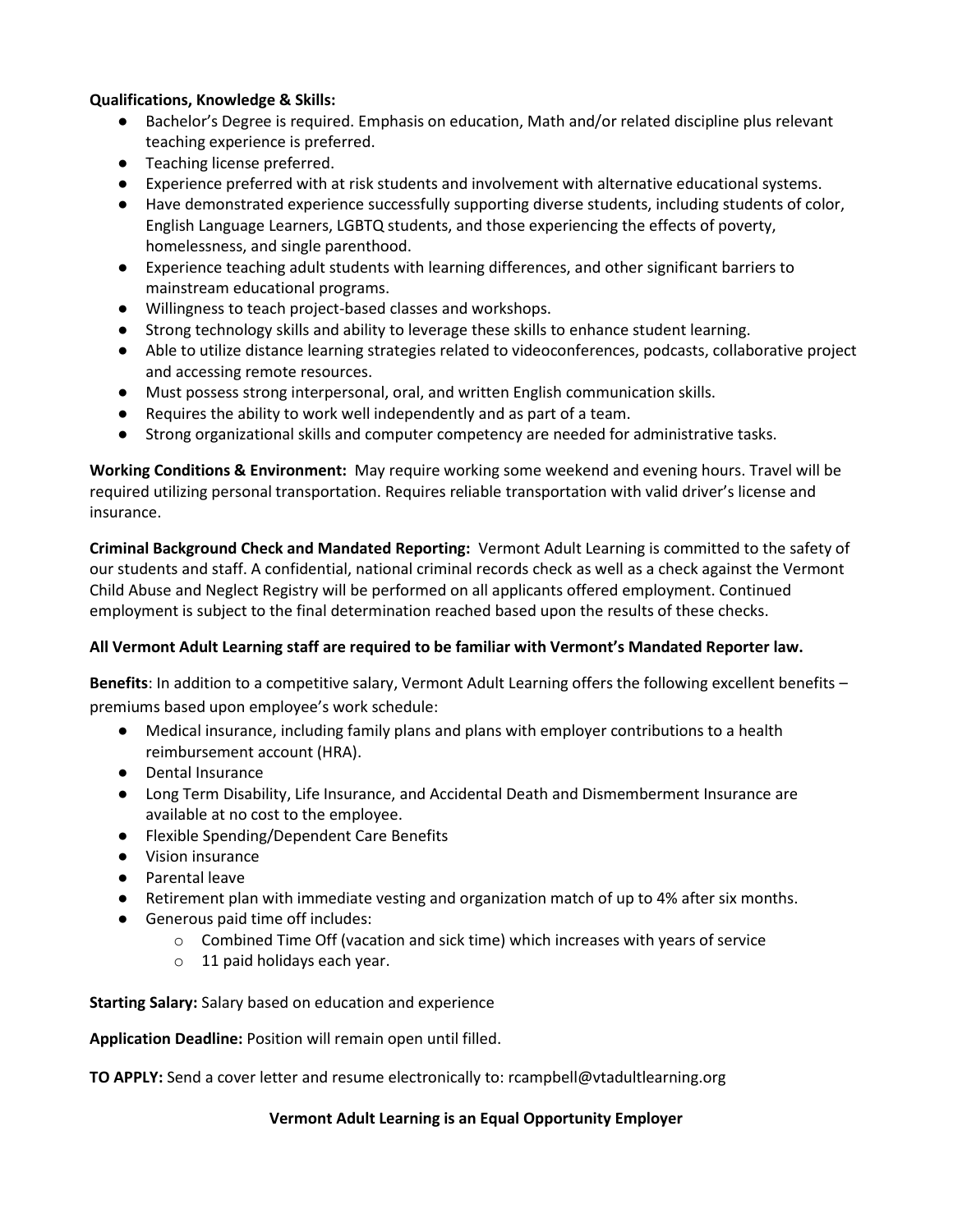**Qualifications, Knowledge & Skills:**

- Bachelor's Degree is required. Emphasis on education, Math and/or related discipline plus relevant teaching experience is preferred.
- Teaching license preferred.
- Experience preferred with at risk students and involvement with alternative educational systems.
- Have demonstrated experience successfully supporting diverse students, including students of color, English Language Learners, LGBTQ students, and those experiencing the effects of poverty, homelessness, and single parenthood.
- Experience teaching adult students with learning differences, and other significant barriers to mainstream educational programs.
- Willingness to teach project-based classes and workshops.
- Strong technology skills and ability to leverage these skills to enhance student learning.
- Able to utilize distance learning strategies related to videoconferences, podcasts, collaborative project and accessing remote resources.
- Must possess strong interpersonal, oral, and written English communication skills.
- Requires the ability to work well independently and as part of a team.
- Strong organizational skills and computer competency are needed for administrative tasks.

**Working Conditions & Environment:** May require working some weekend and evening hours. Travel will be required utilizing personal transportation. Requires reliable transportation with valid driver's license and insurance.

**Criminal Background Check and Mandated Reporting:** Vermont Adult Learning is committed to the safety of our students and staff. A confidential, national criminal records check as well as a check against the Vermont Child Abuse and Neglect Registry will be performed on all applicants offered employment. Continued employment is subject to the final determination reached based upon the results of these checks.

**All Vermont Adult Learning staff are required to be familiar with Vermont's Mandated Reporter law.**

**Benefits**: In addition to a competitive salary, Vermont Adult Learning offers the following excellent benefits – premiums based upon employee's work schedule:

- Medical insurance, including family plans and plans with employer contributions to a health reimbursement account (HRA).
- Dental Insurance
- Long Term Disability, Life Insurance, and Accidental Death and Dismemberment Insurance are available at no cost to the employee.
- Flexible Spending/Dependent Care Benefits
- Vision insurance
- Parental leave
- Retirement plan with immediate vesting and organization match of up to 4% after six months.
- Generous paid time off includes:
  - Combined Time Off (vacation and sick time) which increases with years of service
  - 11 paid holidays each year.

**Starting Salary:** Salary based on education and experience

**Application Deadline:** Position will remain open until filled.

**TO APPLY:** Send a cover letter and resume electronically to: rcampbell@vtadultlearning.org

**Vermont Adult Learning is an Equal Opportunity Employer**